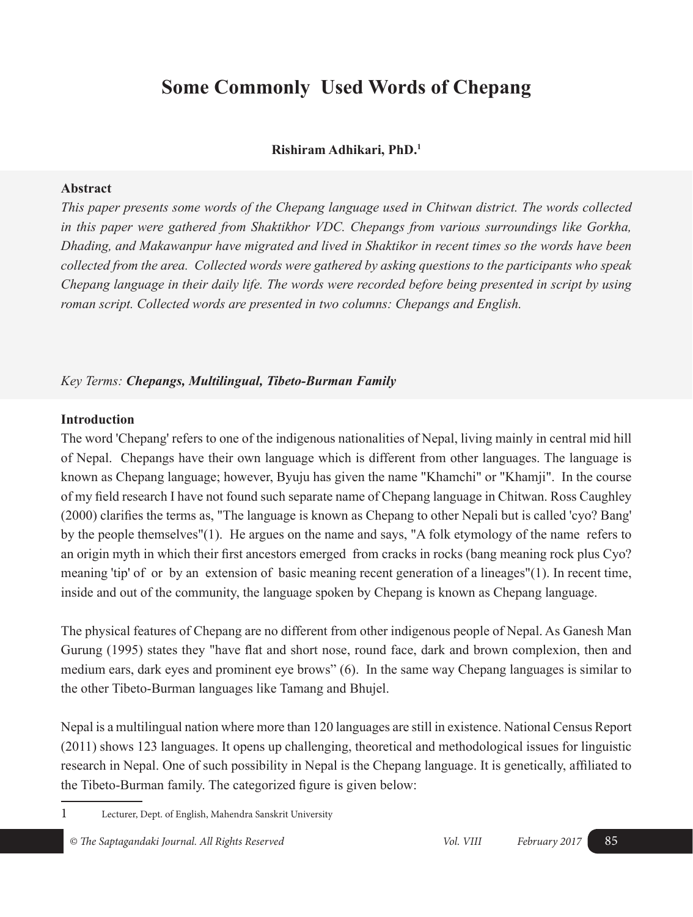# Some Commonly Used Words of Chepang

**Rishiram Adhikari, PhD.**[1]

### Abstract

*This paper presents some words of the Chepang language used in Chitwan district. The words collected in this paper were gathered from Shaktikhor VDC. Chepangs from various surroundings like Gorkha, Dhading, and Makawanpur have migrated and lived in Shaktikor in recent times so the words have been collected from the area. Collected words were gathered by asking questions to the participants who speak Chepang language in their daily life. The words were recorded before being presented in script by using roman script. Collected words are presented in two columns: Chepangs and English.*

*Key Terms:* ***Chepangs, Multilingual, Tibeto-Burman Family***

### Introduction

The word 'Chepang' refers to one of the indigenous nationalities of Nepal, living mainly in central mid hill of Nepal. Chepangs have their own language which is different from other languages. The language is known as Chepang language; however, Byuju has given the name "Khamchi" or "Khamji". In the course of my field research I have not found such separate name of Chepang language in Chitwan. Ross Caughley (2000) clarifies the terms as, "The language is known as Chepang to other Nepali but is called 'cyo? Bang' by the people themselves"(1). He argues on the name and says, "A folk etymology of the name refers to an origin myth in which their first ancestors emerged from cracks in rocks (bang meaning rock plus Cyo? meaning 'tip' of or by an extension of basic meaning recent generation of a lineages"(1). In recent time, inside and out of the community, the language spoken by Chepang is known as Chepang language.

The physical features of Chepang are no different from other indigenous people of Nepal. As Ganesh Man Gurung (1995) states they "have flat and short nose, round face, dark and brown complexion, then and medium ears, dark eyes and prominent eye brows" (6). In the same way Chepang languages is similar to the other Tibeto-Burman languages like Tamang and Bhujel.

Nepal is a multilingual nation where more than 120 languages are still in existence. National Census Report (2011) shows 123 languages. It opens up challenging, theoretical and methodological issues for linguistic research in Nepal. One of such possibility in Nepal is the Chepang language. It is genetically, affiliated to the Tibeto-Burman family. The categorized figure is given below:

---

[1] Lecturer, Dept. of English, Mahendra Sanskrit University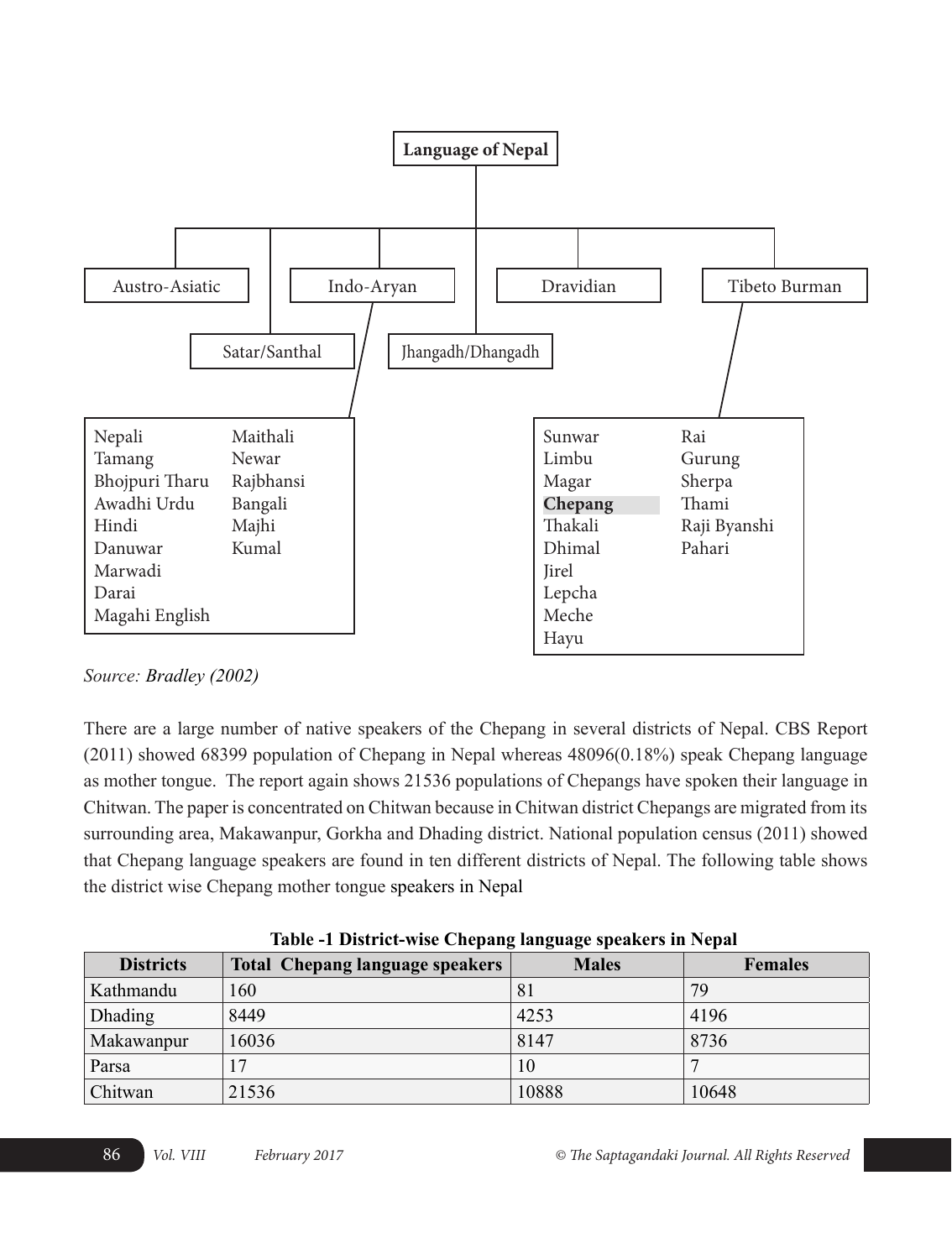**Language of Nepal**

- Austro-Asiatic
  - Satar/Santhal
- Indo-Aryan
  - Nepali, Maithali, Tamang, Newar, Bhojpuri Tharu, Rajbhansi, Awadhi Urdu, Bangali, Hindi, Majhi, Danuwar, Kumal, Marwadi, Darai, Magahi English
- Dravidian
  - Jhangadh/Dhangadh
- Tibeto Burman
  - Sunwar, Rai, Limbu, Gurung, Magar, Sherpa, **Chepang**, Thami, Thakali, Raji Byanshi, Dhimal, Pahari, Jirel, Lepcha, Meche, Hayu

*Source: Bradley (2002)*

There are a large number of native speakers of the Chepang in several districts of Nepal. CBS Report (2011) showed 68399 population of Chepang in Nepal whereas 48096(0.18%) speak Chepang language as mother tongue. The report again shows 21536 populations of Chepangs have spoken their language in Chitwan. The paper is concentrated on Chitwan because in Chitwan district Chepangs are migrated from its surrounding area, Makawanpur, Gorkha and Dhading district. National population census (2011) showed that Chepang language speakers are found in ten different districts of Nepal. The following table shows the district wise Chepang mother tongue speakers in Nepal

**Table -1 District-wise Chepang language speakers in Nepal**

| Districts | Total Chepang language speakers | Males | Females |
|---|---|---|---|
| Kathmandu | 160 | 81 | 79 |
| Dhading | 8449 | 4253 | 4196 |
| Makawanpur | 16036 | 8147 | 8736 |
| Parsa | 17 | 10 | 7 |
| Chitwan | 21536 | 10888 | 10648 |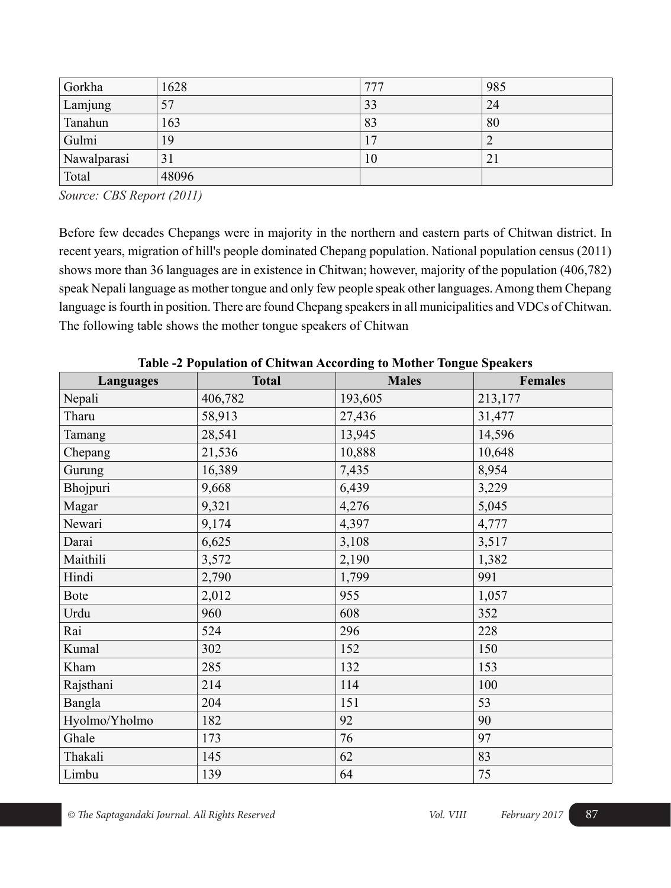| Gorkha | 1628 | 777 | 985 |
|---|---|---|---|
| Lamjung | 57 | 33 | 24 |
| Tanahun | 163 | 83 | 80 |
| Gulmi | 19 | 17 | 2 |
| Nawalparasi | 31 | 10 | 21 |
| Total | 48096 | | |

*Source: CBS Report (2011)*

Before few decades Chepangs were in majority in the northern and eastern parts of Chitwan district. In recent years, migration of hill's people dominated Chepang population. National population census (2011) shows more than 36 languages are in existence in Chitwan; however, majority of the population (406,782) speak Nepali language as mother tongue and only few people speak other languages. Among them Chepang language is fourth in position. There are found Chepang speakers in all municipalities and VDCs of Chitwan. The following table shows the mother tongue speakers of Chitwan

**Table -2 Population of Chitwan According to Mother Tongue Speakers**

| Languages | Total | Males | Females |
|---|---|---|---|
| Nepali | 406,782 | 193,605 | 213,177 |
| Tharu | 58,913 | 27,436 | 31,477 |
| Tamang | 28,541 | 13,945 | 14,596 |
| Chepang | 21,536 | 10,888 | 10,648 |
| Gurung | 16,389 | 7,435 | 8,954 |
| Bhojpuri | 9,668 | 6,439 | 3,229 |
| Magar | 9,321 | 4,276 | 5,045 |
| Newari | 9,174 | 4,397 | 4,777 |
| Darai | 6,625 | 3,108 | 3,517 |
| Maithili | 3,572 | 2,190 | 1,382 |
| Hindi | 2,790 | 1,799 | 991 |
| Bote | 2,012 | 955 | 1,057 |
| Urdu | 960 | 608 | 352 |
| Rai | 524 | 296 | 228 |
| Kumal | 302 | 152 | 150 |
| Kham | 285 | 132 | 153 |
| Rajsthani | 214 | 114 | 100 |
| Bangla | 204 | 151 | 53 |
| Hyolmo/Yholmo | 182 | 92 | 90 |
| Ghale | 173 | 76 | 97 |
| Thakali | 145 | 62 | 83 |
| Limbu | 139 | 64 | 75 |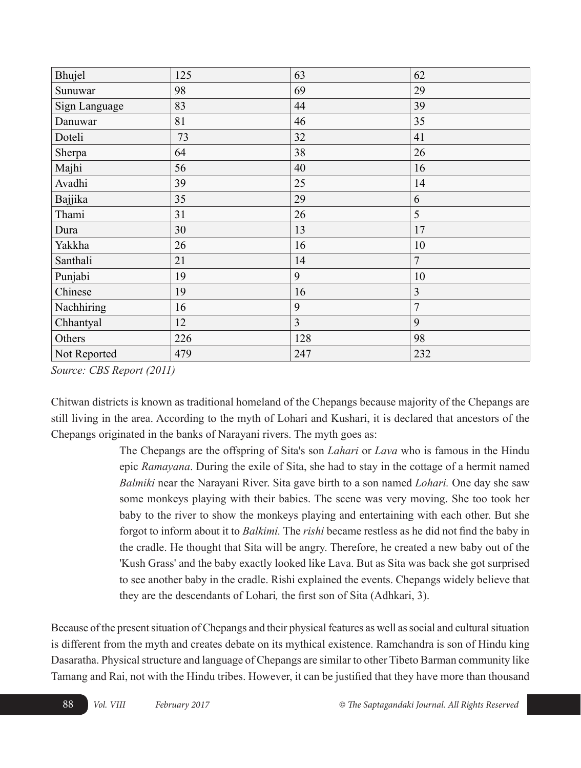| Bhujel | 125 | 63 | 62 |
|---|---|---|---|
| Sunuwar | 98 | 69 | 29 |
| Sign Language | 83 | 44 | 39 |
| Danuwar | 81 | 46 | 35 |
| Doteli | 73 | 32 | 41 |
| Sherpa | 64 | 38 | 26 |
| Majhi | 56 | 40 | 16 |
| Avadhi | 39 | 25 | 14 |
| Bajjika | 35 | 29 | 6 |
| Thami | 31 | 26 | 5 |
| Dura | 30 | 13 | 17 |
| Yakkha | 26 | 16 | 10 |
| Santhali | 21 | 14 | 7 |
| Punjabi | 19 | 9 | 10 |
| Chinese | 19 | 16 | 3 |
| Nachhiring | 16 | 9 | 7 |
| Chhantyal | 12 | 3 | 9 |
| Others | 226 | 128 | 98 |
| Not Reported | 479 | 247 | 232 |

*Source: CBS Report (2011)*

Chitwan districts is known as traditional homeland of the Chepangs because majority of the Chepangs are still living in the area. According to the myth of Lohari and Kushari, it is declared that ancestors of the Chepangs originated in the banks of Narayani rivers. The myth goes as:

> The Chepangs are the offspring of Sita's son *Lahari* or *Lava* who is famous in the Hindu epic *Ramayana*. During the exile of Sita, she had to stay in the cottage of a hermit named *Balmiki* near the Narayani River. Sita gave birth to a son named *Lohari.* One day she saw some monkeys playing with their babies. The scene was very moving. She too took her baby to the river to show the monkeys playing and entertaining with each other. But she forgot to inform about it to *Balkimi.* The *rishi* became restless as he did not find the baby in the cradle. He thought that Sita will be angry. Therefore, he created a new baby out of the 'Kush Grass' and the baby exactly looked like Lava. But as Sita was back she got surprised to see another baby in the cradle. Rishi explained the events. Chepangs widely believe that they are the descendants of Lohari*,* the first son of Sita (Adhkari, 3).

Because of the present situation of Chepangs and their physical features as well as social and cultural situation is different from the myth and creates debate on its mythical existence. Ramchandra is son of Hindu king Dasaratha. Physical structure and language of Chepangs are similar to other Tibeto Barman community like Tamang and Rai, not with the Hindu tribes. However, it can be justified that they have more than thousand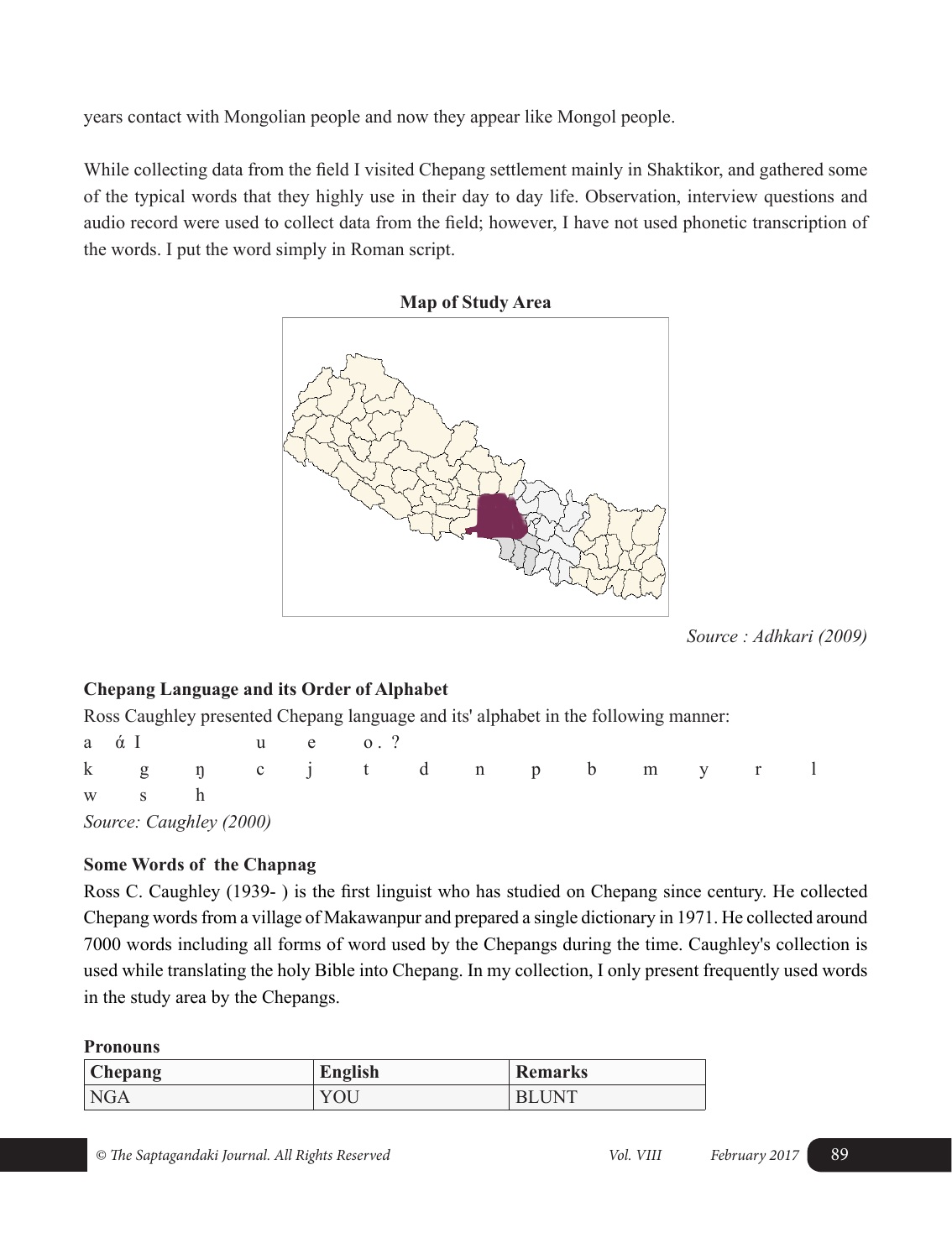years contact with Mongolian people and now they appear like Mongol people.

While collecting data from the field I visited Chepang settlement mainly in Shaktikor, and gathered some of the typical words that they highly use in their day to day life. Observation, interview questions and audio record were used to collect data from the field; however, I have not used phonetic transcription of the words. I put the word simply in Roman script.

**Map of Study Area**

*Source : Adhkari (2009)*

**Chepang Language and its Order of Alphabet**

Ross Caughley presented Chepang language and its' alphabet in the following manner:

a ά I u e o . ?

k g ŋ c j t d n p b m y r l

w s h

*Source: Caughley (2000)*

**Some Words of the Chapnag**

Ross C. Caughley (1939- ) is the first linguist who has studied on Chepang since century. He collected Chepang words from a village of Makawanpur and prepared a single dictionary in 1971. He collected around 7000 words including all forms of word used by the Chepangs during the time. Caughley's collection is used while translating the holy Bible into Chepang. In my collection, I only present frequently used words in the study area by the Chepangs.

**Pronouns**

| Chepang | English | Remarks |
|---|---|---|
| NGA | YOU | BLUNT |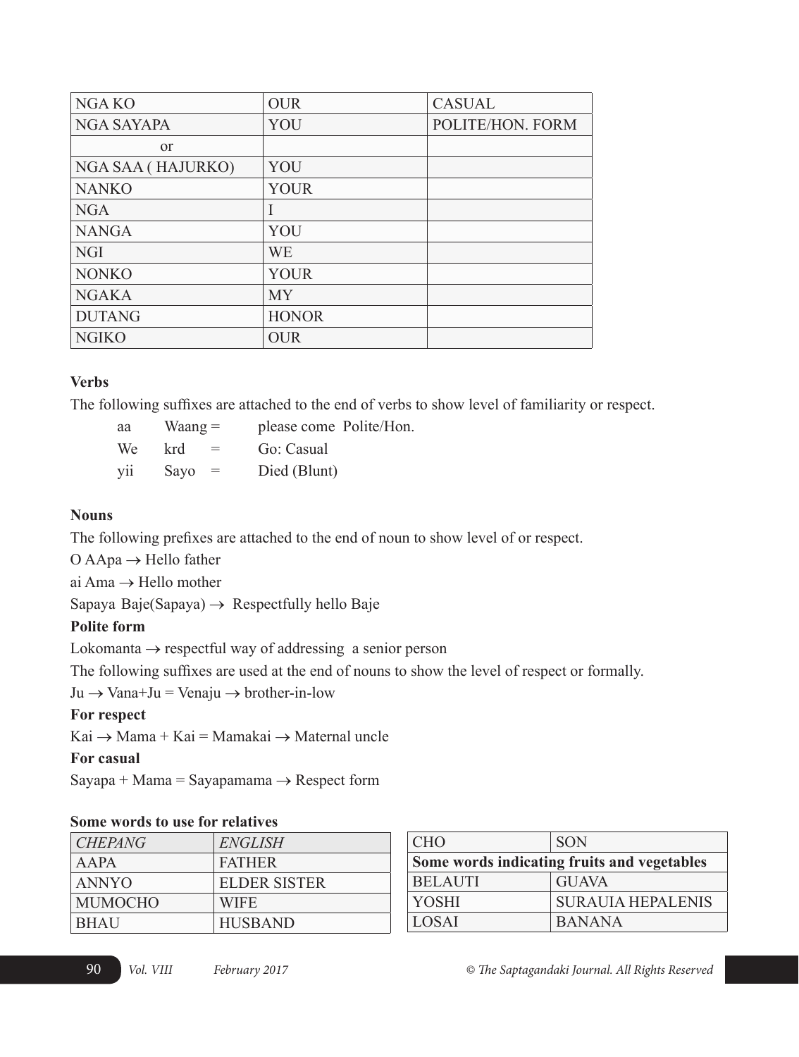| NGA KO | OUR | CASUAL |
|---|---|---|
| NGA SAYAPA | YOU | POLITE/HON. FORM |
| or | | |
| NGA SAA ( HAJURKO) | YOU | |
| NANKO | YOUR | |
| NGA | I | |
| NANGA | YOU | |
| NGI | WE | |
| NONKO | YOUR | |
| NGAKA | MY | |
| DUTANG | HONOR | |
| NGIKO | OUR | |

**Verbs**

The following suffixes are attached to the end of verbs to show level of familiarity or respect.

aa Waang = please come Polite/Hon.

We krd = Go: Casual

yii Sayo = Died (Blunt)

**Nouns**

The following prefixes are attached to the end of noun to show level of or respect.

O AApa → Hello father

ai Ama → Hello mother

Sapaya Baje(Sapaya) → Respectfully hello Baje

**Polite form**

Lokomanta → respectful way of addressing a senior person

The following suffixes are used at the end of nouns to show the level of respect or formally.

Ju → Vana+Ju = Venaju → brother-in-low

**For respect**

Kai → Mama + Kai = Mamakai → Maternal uncle

**For casual**

Sayapa + Mama = Sayapamama → Respect form

**Some words to use for relatives**

| *CHEPANG* | *ENGLISH* |
|---|---|
| AAPA | FATHER |
| ANNYO | ELDER SISTER |
| MUMOCHO | WIFE |
| BHAU | HUSBAND |
| CHO | SON |

**Some words indicating fruits and vegetables**

| | |
|---|---|
| BELAUTI | GUAVA |
| YOSHI | SURAUIA HEPALENIS |
| LOSAI | BANANA |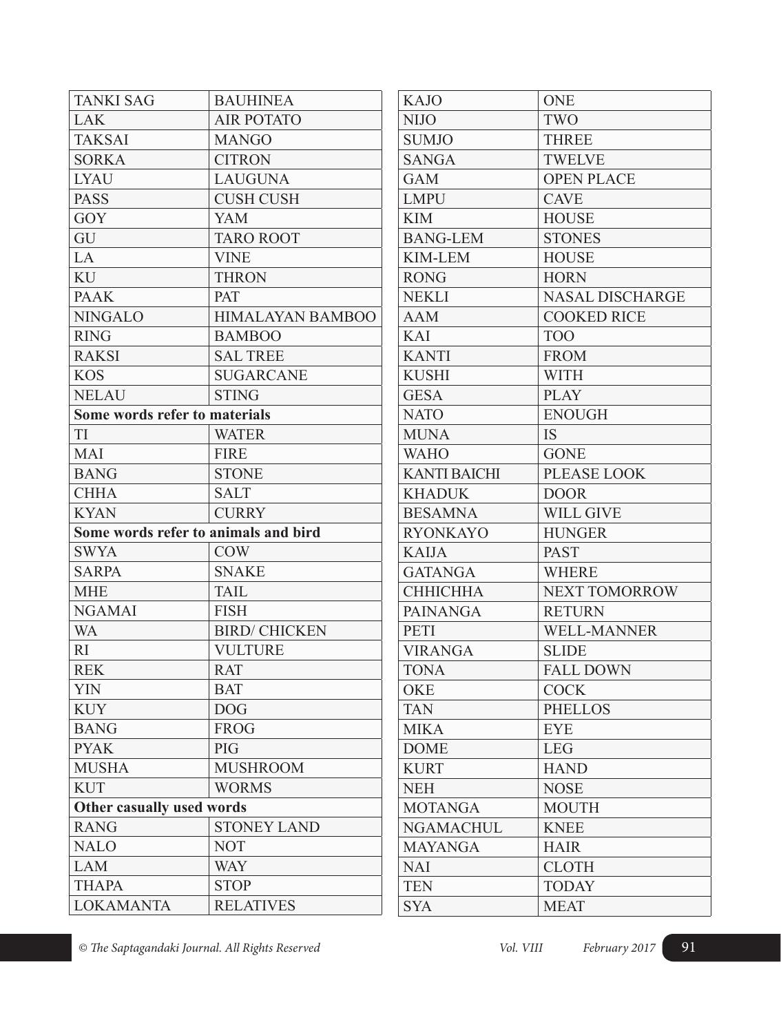| TANKI SAG | BAUHINEA |
|---|---|
| LAK | AIR POTATO |
| TAKSAI | MANGO |
| SORKA | CITRON |
| LYAU | LAUGUNA |
| PASS | CUSH CUSH |
| GOY | YAM |
| GU | TARO ROOT |
| LA | VINE |
| KU | THRON |
| PAAK | PAT |
| NINGALO | HIMALAYAN BAMBOO |
| RING | BAMBOO |
| RAKSI | SAL TREE |
| KOS | SUGARCANE |
| NELAU | STING |
| **Some words refer to materials** | |
| TI | WATER |
| MAI | FIRE |
| BANG | STONE |
| CHHA | SALT |
| KYAN | CURRY |
| **Some words refer to animals and bird** | |
| SWYA | COW |
| SARPA | SNAKE |
| MHE | TAIL |
| NGAMAI | FISH |
| WA | BIRD/ CHICKEN |
| RI | VULTURE |
| REK | RAT |
| YIN | BAT |
| KUY | DOG |
| BANG | FROG |
| PYAK | PIG |
| MUSHA | MUSHROOM |
| KUT | WORMS |
| **Other casually used words** | |
| RANG | STONEY LAND |
| NALO | NOT |
| LAM | WAY |
| THAPA | STOP |
| LOKAMANTA | RELATIVES |

| KAJO | ONE |
|---|---|
| NIJO | TWO |
| SUMJO | THREE |
| SANGA | TWELVE |
| GAM | OPEN PLACE |
| LMPU | CAVE |
| KIM | HOUSE |
| BANG-LEM | STONES |
| KIM-LEM | HOUSE |
| RONG | HORN |
| NEKLI | NASAL DISCHARGE |
| AAM | COOKED RICE |
| KAI | TOO |
| KANTI | FROM |
| KUSHI | WITH |
| GESA | PLAY |
| NATO | ENOUGH |
| MUNA | IS |
| WAHO | GONE |
| KANTI BAICHI | PLEASE LOOK |
| KHADUK | DOOR |
| BESAMNA | WILL GIVE |
| RYONKAYO | HUNGER |
| KAIJA | PAST |
| GATANGA | WHERE |
| CHHICHHA | NEXT TOMORROW |
| PAINANGA | RETURN |
| PETI | WELL-MANNER |
| VIRANGA | SLIDE |
| TONA | FALL DOWN |
| OKE | COCK |
| TAN | PHELLOS |
| MIKA | EYE |
| DOME | LEG |
| KURT | HAND |
| NEH | NOSE |
| MOTANGA | MOUTH |
| NGAMACHUL | KNEE |
| MAYANGA | HAIR |
| NAI | CLOTH |
| TEN | TODAY |
| SYA | MEAT |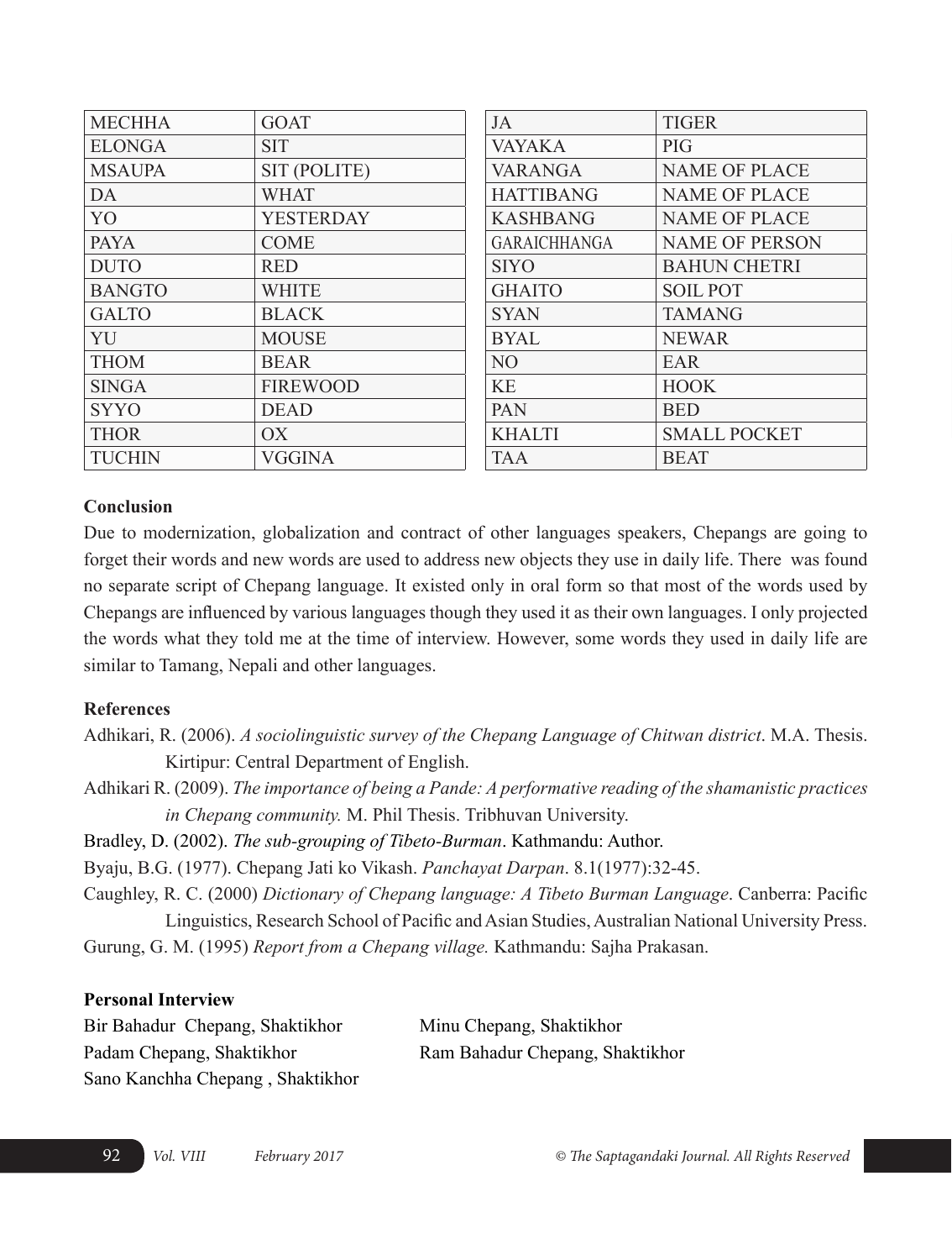| | | | |
|---|---|---|---|
| MECHHA | GOAT | JA | TIGER |
| ELONGA | SIT | VAYAKA | PIG |
| MSAUPA | SIT (POLITE) | VARANGA | NAME OF PLACE |
| DA | WHAT | HATTIBANG | NAME OF PLACE |
| YO | YESTERDAY | KASHBANG | NAME OF PLACE |
| PAYA | COME | GARAICHHANGA | NAME OF PERSON |
| DUTO | RED | SIYO | BAHUN CHETRI |
| BANGTO | WHITE | GHAITO | SOIL POT |
| GALTO | BLACK | SYAN | TAMANG |
| YU | MOUSE | BYAL | NEWAR |
| THOM | BEAR | NO | EAR |
| SINGA | FIREWOOD | KE | HOOK |
| SYYO | DEAD | PAN | BED |
| THOR | OX | KHALTI | SMALL POCKET |
| TUCHIN | VGGINA | TAA | BEAT |

**Conclusion**

Due to modernization, globalization and contract of other languages speakers, Chepangs are going to forget their words and new words are used to address new objects they use in daily life. There was found no separate script of Chepang language. It existed only in oral form so that most of the words used by Chepangs are influenced by various languages though they used it as their own languages. I only projected the words what they told me at the time of interview. However, some words they used in daily life are similar to Tamang, Nepali and other languages.

**References**

Adhikari, R. (2006). *A sociolinguistic survey of the Chepang Language of Chitwan district*. M.A. Thesis. Kirtipur: Central Department of English.

Adhikari R. (2009). *The importance of being a Pande: A performative reading of the shamanistic practices in Chepang community.* M. Phil Thesis. Tribhuvan University.

Bradley, D. (2002). *The sub-grouping of Tibeto-Burman*. Kathmandu: Author.

Byaju, B.G. (1977). Chepang Jati ko Vikash. *Panchayat Darpan*. 8.1(1977):32-45.

Caughley, R. C. (2000) *Dictionary of Chepang language: A Tibeto Burman Language*. Canberra: Pacific Linguistics, Research School of Pacific and Asian Studies, Australian National University Press.

Gurung, G. M. (1995) *Report from a Chepang village.* Kathmandu: Sajha Prakasan.

**Personal Interview**

Bir Bahadur Chepang, Shaktikhor

Padam Chepang, Shaktikhor

Sano Kanchha Chepang , Shaktikhor

Minu Chepang, Shaktikhor

Ram Bahadur Chepang, Shaktikhor